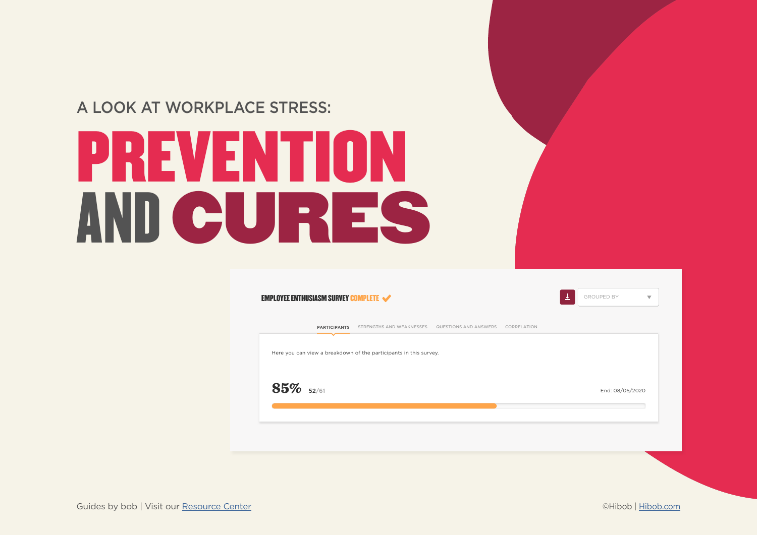A LOOK AT WORKPLACE STRESS:

# PREVENTION AND CURES

EMPLOYEE ENTHUSIASM SURVEY COMPLETE

GROUPED BY

PARTICIPANTS | STRENGTHS AND WEAKNESSES | QUESTIONS AND ANSWERS | CORRELATION

Here you can view a breakdown of the participants in this survey.

85% 52/61

End: 08/05/2020

Guides by bob | Visit our [Resource Center]

©Hibob | [Hibob.com]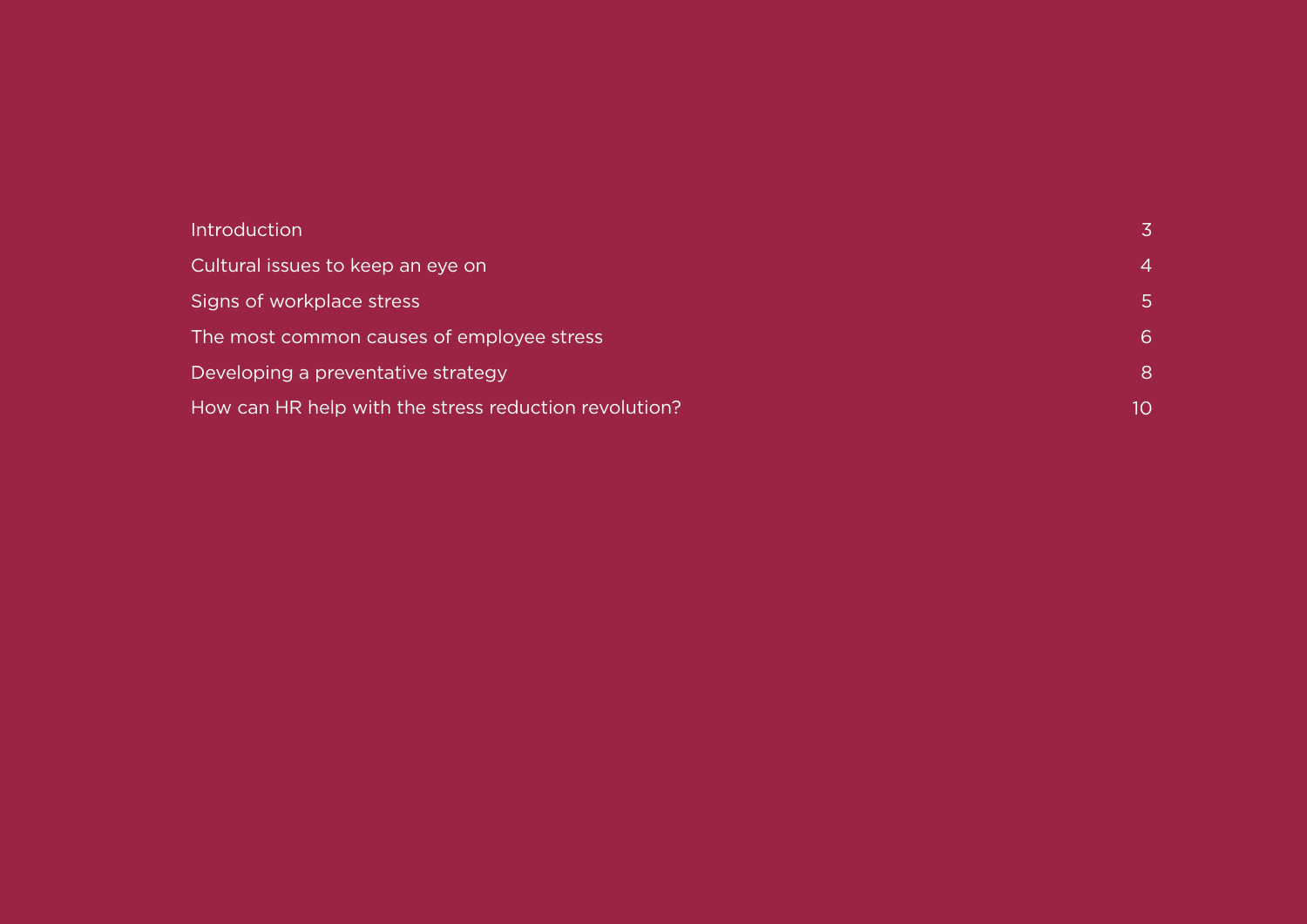| | |
|---|---|
| Introduction | 3 |
| Cultural issues to keep an eye on | 4 |
| Signs of workplace stress | 5 |
| The most common causes of employee stress | 6 |
| Developing a preventative strategy | 8 |
| How can HR help with the stress reduction revolution? | 10 |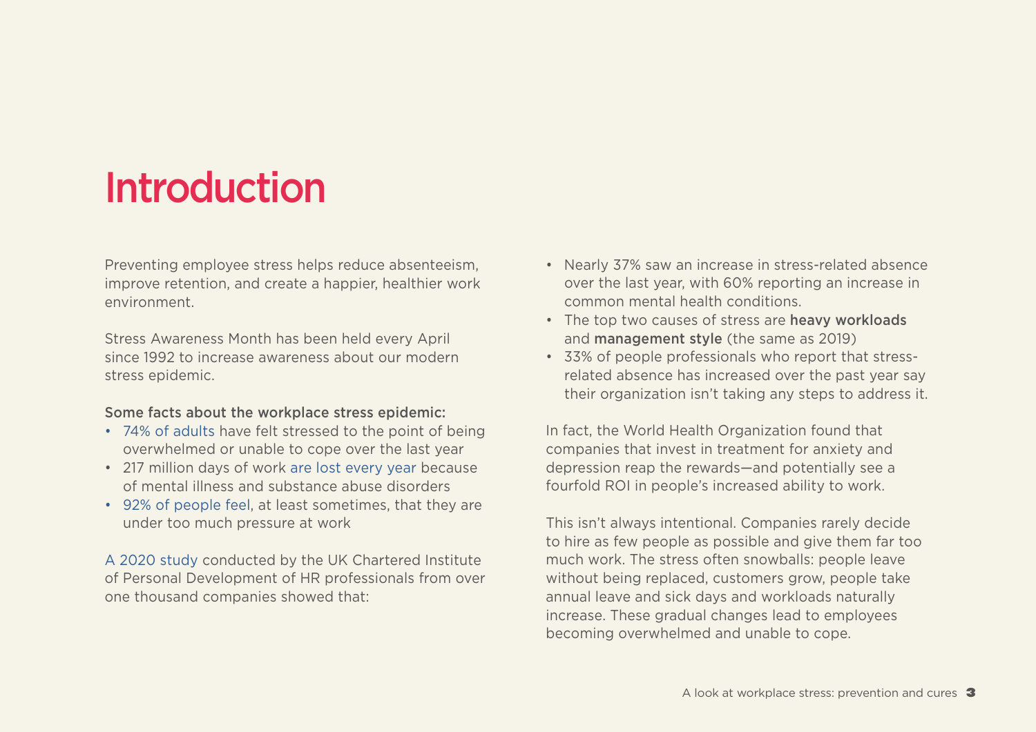# Introduction

Preventing employee stress helps reduce absenteeism, improve retention, and create a happier, healthier work environment.

Stress Awareness Month has been held every April since 1992 to increase awareness about our modern stress epidemic.

**Some facts about the workplace stress epidemic:**

- 74% of adults have felt stressed to the point of being overwhelmed or unable to cope over the last year
- 217 million days of work are lost every year because of mental illness and substance abuse disorders
- 92% of people feel, at least sometimes, that they are under too much pressure at work

A 2020 study conducted by the UK Chartered Institute of Personal Development of HR professionals from over one thousand companies showed that:

- Nearly 37% saw an increase in stress-related absence over the last year, with 60% reporting an increase in common mental health conditions.
- The top two causes of stress are **heavy workloads** and **management style** (the same as 2019)
- 33% of people professionals who report that stress-related absence has increased over the past year say their organization isn't taking any steps to address it.

In fact, the World Health Organization found that companies that invest in treatment for anxiety and depression reap the rewards—and potentially see a fourfold ROI in people's increased ability to work.

This isn't always intentional. Companies rarely decide to hire as few people as possible and give them far too much work. The stress often snowballs: people leave without being replaced, customers grow, people take annual leave and sick days and workloads naturally increase. These gradual changes lead to employees becoming overwhelmed and unable to cope.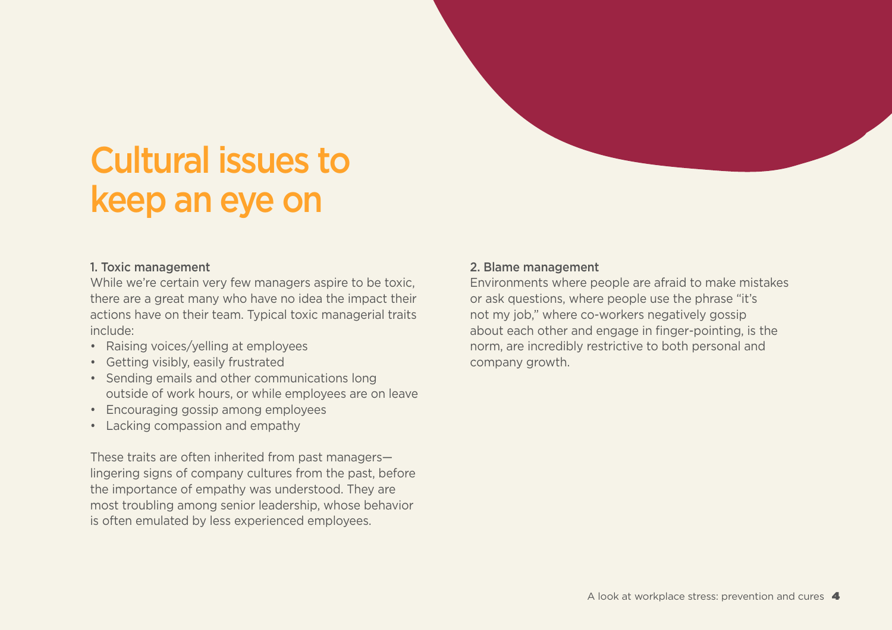# Cultural issues to keep an eye on

### 1. Toxic management

While we're certain very few managers aspire to be toxic, there are a great many who have no idea the impact their actions have on their team. Typical toxic managerial traits include:

- Raising voices/yelling at employees
- Getting visibly, easily frustrated
- Sending emails and other communications long outside of work hours, or while employees are on leave
- Encouraging gossip among employees
- Lacking compassion and empathy

These traits are often inherited from past managers—lingering signs of company cultures from the past, before the importance of empathy was understood. They are most troubling among senior leadership, whose behavior is often emulated by less experienced employees.

### 2. Blame management

Environments where people are afraid to make mistakes or ask questions, where people use the phrase "it's not my job," where co-workers negatively gossip about each other and engage in finger-pointing, is the norm, are incredibly restrictive to both personal and company growth.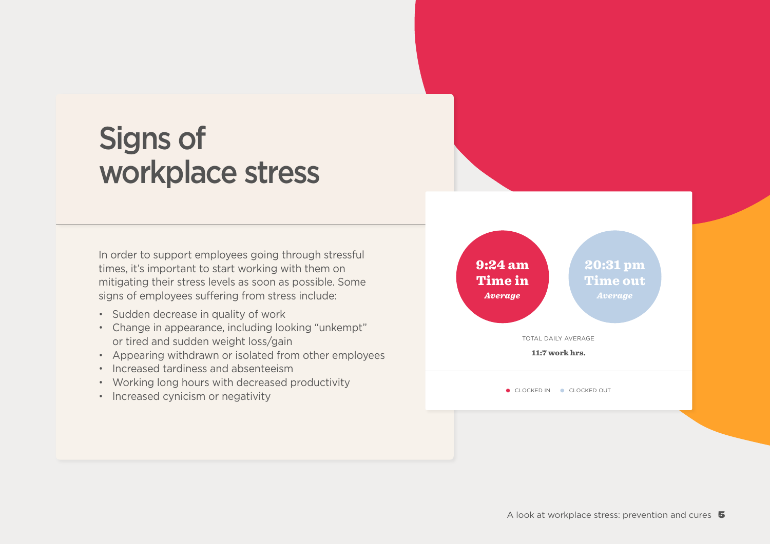# Signs of workplace stress

In order to support employees going through stressful times, it's important to start working with them on mitigating their stress levels as soon as possible. Some signs of employees suffering from stress include:

- Sudden decrease in quality of work
- Change in appearance, including looking "unkempt" or tired and sudden weight loss/gain
- Appearing withdrawn or isolated from other employees
- Increased tardiness and absenteeism
- Working long hours with decreased productivity
- Increased cynicism or negativity

**9:24 am**
**Time in**
***Average***

**20:31 pm**
**Time out**
***Average***

TOTAL DAILY AVERAGE

**11:7 work hrs.**

● CLOCKED IN ● CLOCKED OUT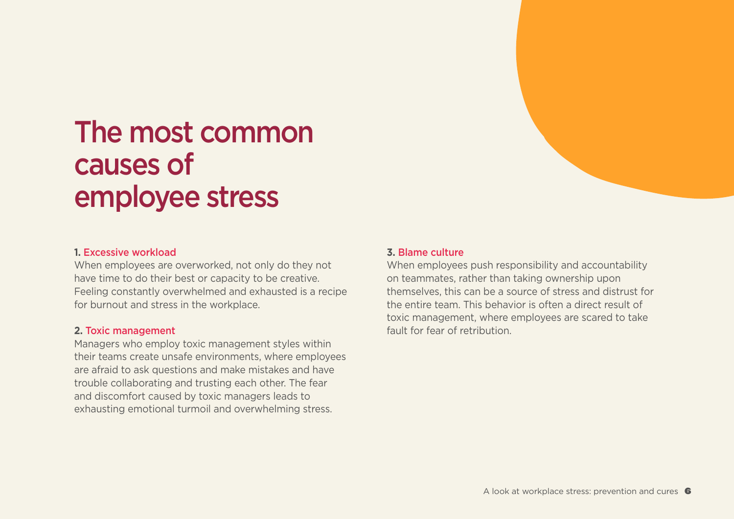# The most common causes of employee stress

**1.** Excessive workload

When employees are overworked, not only do they not have time to do their best or capacity to be creative. Feeling constantly overwhelmed and exhausted is a recipe for burnout and stress in the workplace.

**2.** Toxic management

Managers who employ toxic management styles within their teams create unsafe environments, where employees are afraid to ask questions and make mistakes and have trouble collaborating and trusting each other. The fear and discomfort caused by toxic managers leads to exhausting emotional turmoil and overwhelming stress.

**3.** Blame culture

When employees push responsibility and accountability on teammates, rather than taking ownership upon themselves, this can be a source of stress and distrust for the entire team. This behavior is often a direct result of toxic management, where employees are scared to take fault for fear of retribution.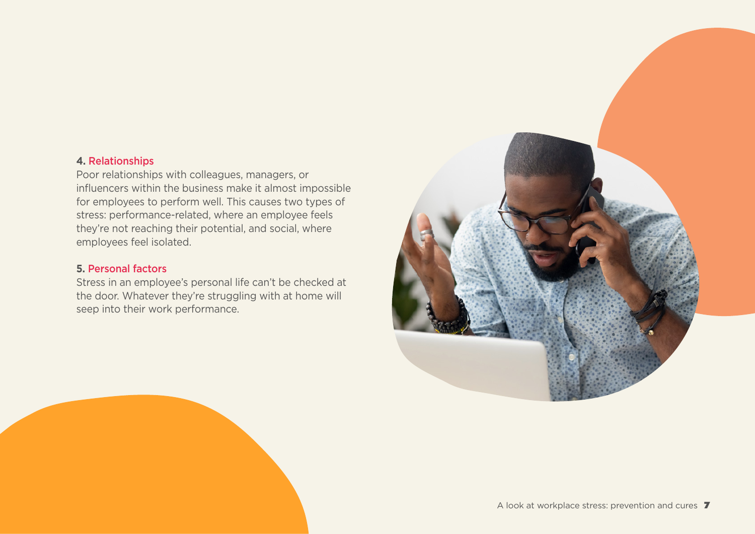### 4. Relationships

Poor relationships with colleagues, managers, or influencers within the business make it almost impossible for employees to perform well. This causes two types of stress: performance-related, where an employee feels they're not reaching their potential, and social, where employees feel isolated.

### 5. Personal factors

Stress in an employee's personal life can't be checked at the door. Whatever they're struggling with at home will seep into their work performance.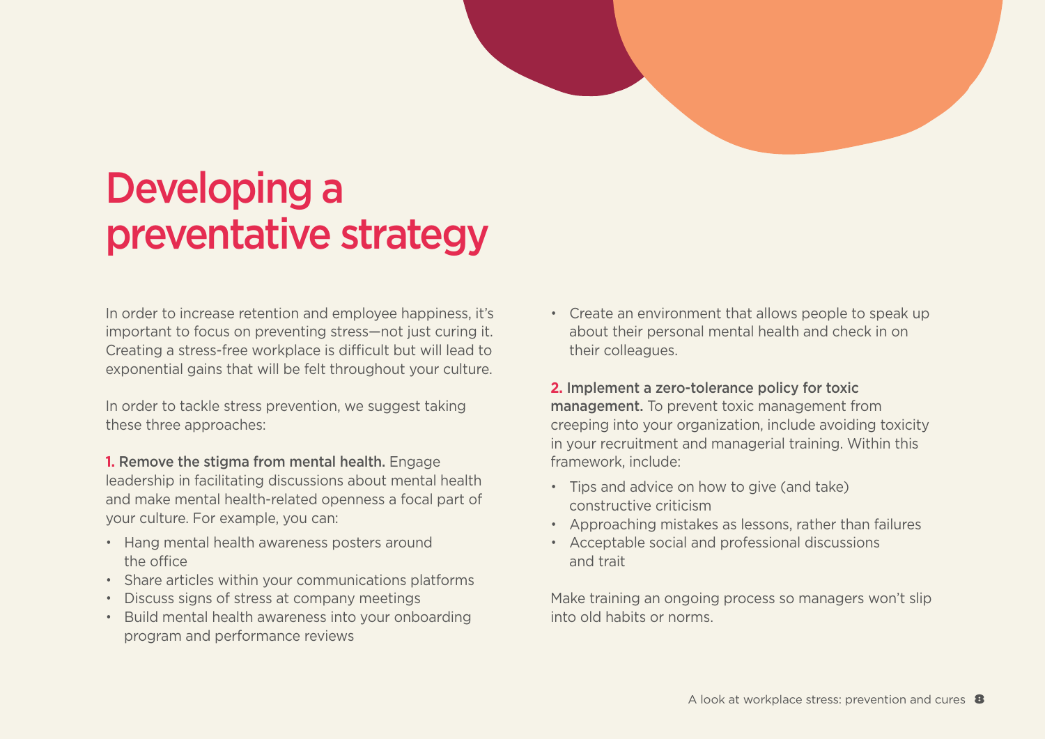# Developing a preventative strategy

In order to increase retention and employee happiness, it's important to focus on preventing stress—not just curing it. Creating a stress-free workplace is difficult but will lead to exponential gains that will be felt throughout your culture.

In order to tackle stress prevention, we suggest taking these three approaches:

**1. Remove the stigma from mental health.** Engage leadership in facilitating discussions about mental health and make mental health-related openness a focal part of your culture. For example, you can:

- Hang mental health awareness posters around the office
- Share articles within your communications platforms
- Discuss signs of stress at company meetings
- Build mental health awareness into your onboarding program and performance reviews
- Create an environment that allows people to speak up about their personal mental health and check in on their colleagues.

**2. Implement a zero-tolerance policy for toxic management.** To prevent toxic management from creeping into your organization, include avoiding toxicity in your recruitment and managerial training. Within this framework, include:

- Tips and advice on how to give (and take) constructive criticism
- Approaching mistakes as lessons, rather than failures
- Acceptable social and professional discussions and trait

Make training an ongoing process so managers won't slip into old habits or norms.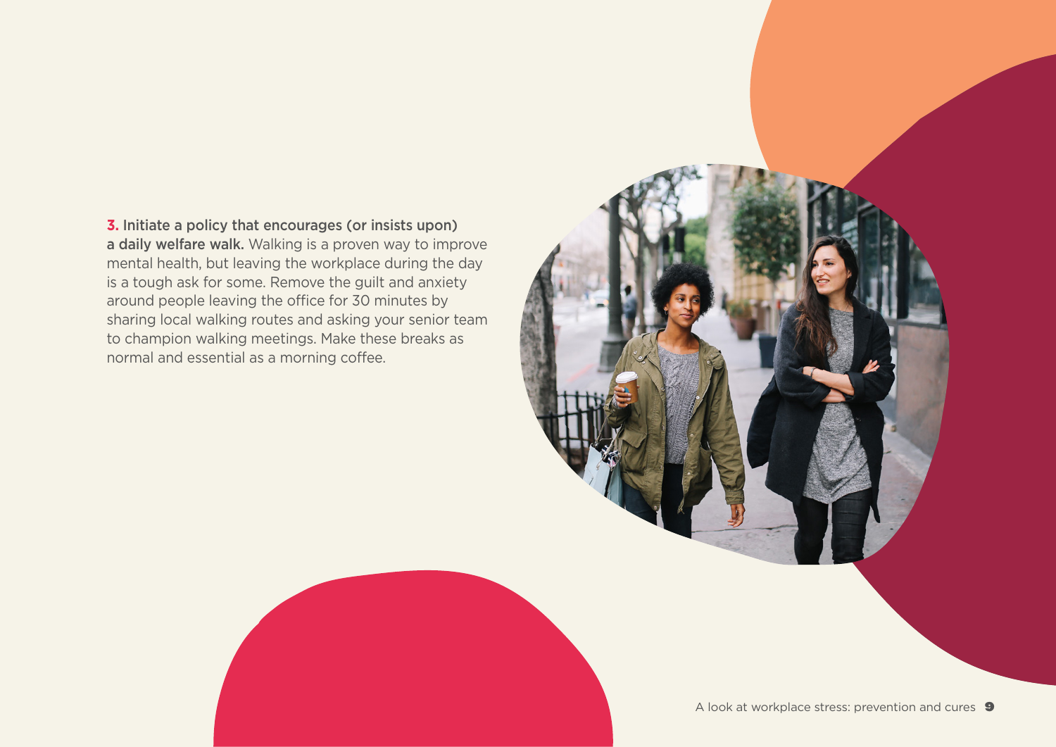**3. Initiate a policy that encourages (or insists upon) a daily welfare walk.** Walking is a proven way to improve mental health, but leaving the workplace during the day is a tough ask for some. Remove the guilt and anxiety around people leaving the office for 30 minutes by sharing local walking routes and asking your senior team to champion walking meetings. Make these breaks as normal and essential as a morning coffee.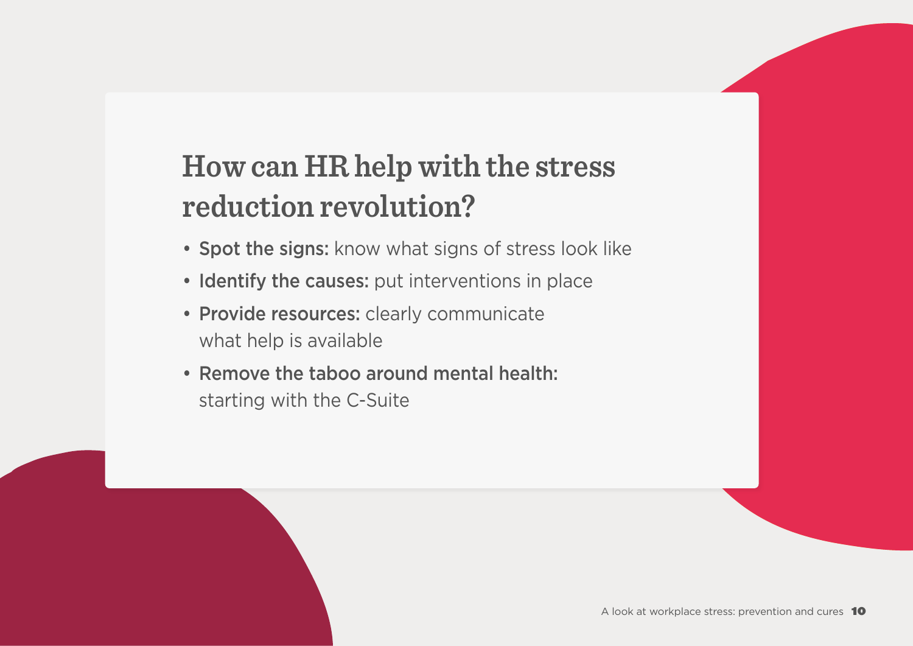## How can HR help with the stress reduction revolution?

- **Spot the signs:** know what signs of stress look like
- **Identify the causes:** put interventions in place
- **Provide resources:** clearly communicate what help is available
- **Remove the taboo around mental health:** starting with the C-Suite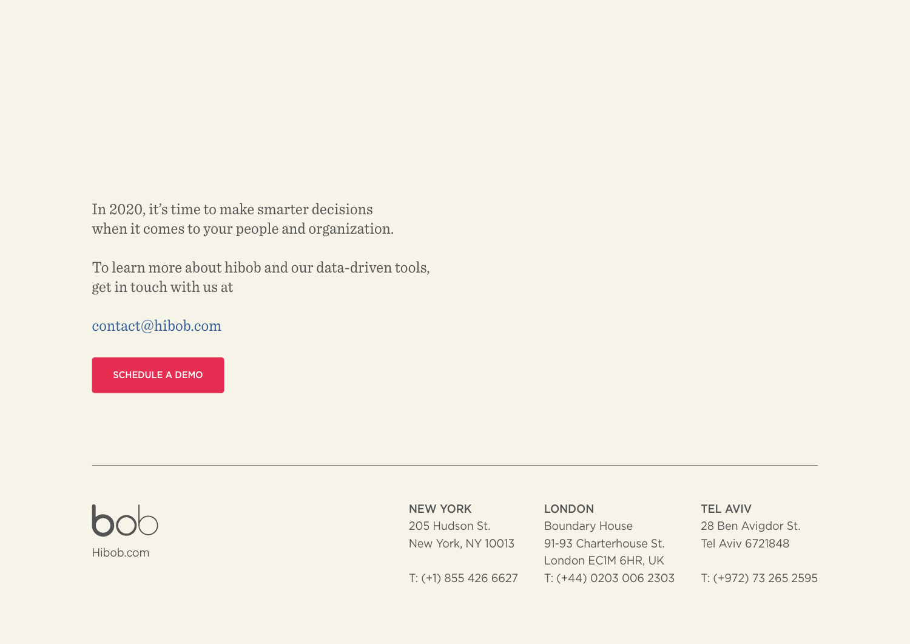In 2020, it's time to make smarter decisions when it comes to your people and organization.

To learn more about hibob and our data-driven tools, get in touch with us at

contact@hibob.com

SCHEDULE A DEMO

---

bob

Hibob.com

**NEW YORK**
205 Hudson St.
New York, NY 10013

T: (+1) 855 426 6627

**LONDON**
Boundary House
91-93 Charterhouse St.
London EC1M 6HR, UK
T: (+44) 0203 006 2303

**TEL AVIV**
28 Ben Avigdor St.
Tel Aviv 6721848

T: (+972) 73 265 2595